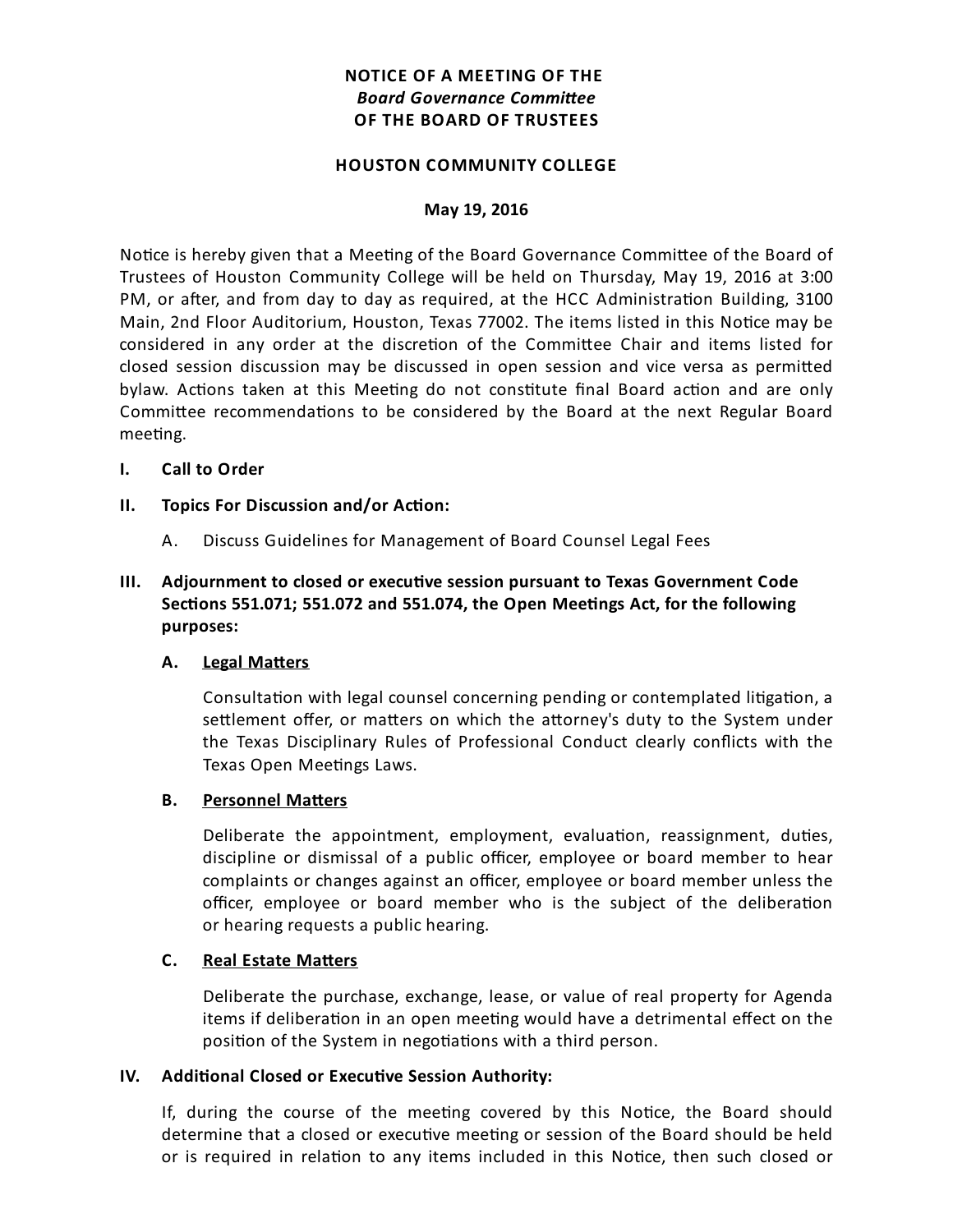**NOTICE OF A MEETING OF THE**
***Board Governance Committee***
**OF THE BOARD OF TRUSTEES**

**HOUSTON COMMUNITY COLLEGE**

**May 19, 2016**

Notice is hereby given that a Meeting of the Board Governance Committee of the Board of Trustees of Houston Community College will be held on Thursday, May 19, 2016 at 3:00 PM, or after, and from day to day as required, at the HCC Administration Building, 3100 Main, 2nd Floor Auditorium, Houston, Texas 77002. The items listed in this Notice may be considered in any order at the discretion of the Committee Chair and items listed for closed session discussion may be discussed in open session and vice versa as permitted bylaw. Actions taken at this Meeting do not constitute final Board action and are only Committee recommendations to be considered by the Board at the next Regular Board meeting.

**I. Call to Order**

**II. Topics For Discussion and/or Action:**

A. Discuss Guidelines for Management of Board Counsel Legal Fees

**III. Adjournment to closed or executive session pursuant to Texas Government Code Sections 551.071; 551.072 and 551.074, the Open Meetings Act, for the following purposes:**

**A. <u>Legal Matters</u>**

Consultation with legal counsel concerning pending or contemplated litigation, a settlement offer, or matters on which the attorney's duty to the System under the Texas Disciplinary Rules of Professional Conduct clearly conflicts with the Texas Open Meetings Laws.

**B. <u>Personnel Matters</u>**

Deliberate the appointment, employment, evaluation, reassignment, duties, discipline or dismissal of a public officer, employee or board member to hear complaints or changes against an officer, employee or board member unless the officer, employee or board member who is the subject of the deliberation or hearing requests a public hearing.

**C. <u>Real Estate Matters</u>**

Deliberate the purchase, exchange, lease, or value of real property for Agenda items if deliberation in an open meeting would have a detrimental effect on the position of the System in negotiations with a third person.

**IV. Additional Closed or Executive Session Authority:**

If, during the course of the meeting covered by this Notice, the Board should determine that a closed or executive meeting or session of the Board should be held or is required in relation to any items included in this Notice, then such closed or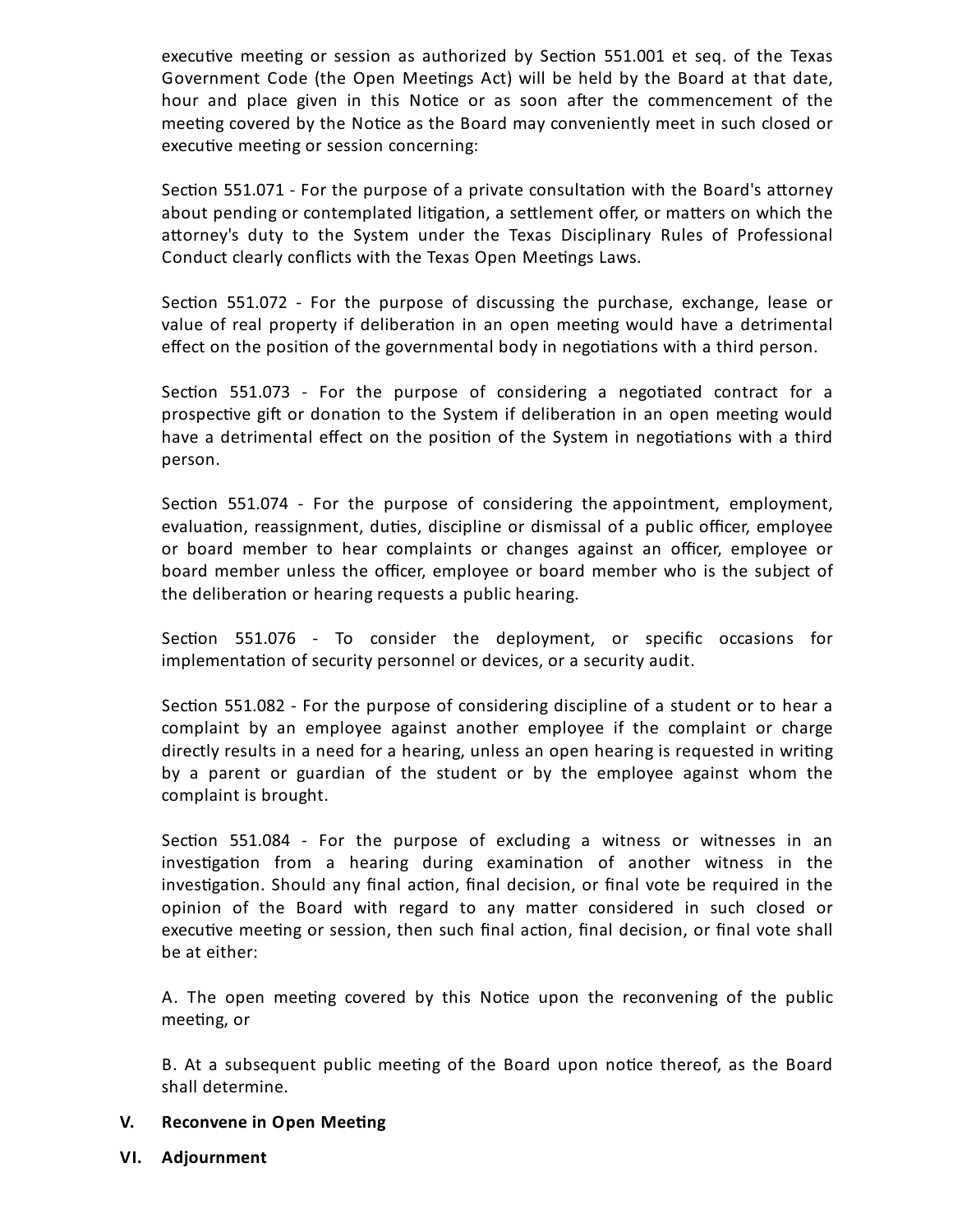executive meeting or session as authorized by Section 551.001 et seq. of the Texas Government Code (the Open Meetings Act) will be held by the Board at that date, hour and place given in this Notice or as soon after the commencement of the meeting covered by the Notice as the Board may conveniently meet in such closed or executive meeting or session concerning:

Section 551.071 - For the purpose of a private consultation with the Board's attorney about pending or contemplated litigation, a settlement offer, or matters on which the attorney's duty to the System under the Texas Disciplinary Rules of Professional Conduct clearly conflicts with the Texas Open Meetings Laws.

Section 551.072 - For the purpose of discussing the purchase, exchange, lease or value of real property if deliberation in an open meeting would have a detrimental effect on the position of the governmental body in negotiations with a third person.

Section 551.073 - For the purpose of considering a negotiated contract for a prospective gift or donation to the System if deliberation in an open meeting would have a detrimental effect on the position of the System in negotiations with a third person.

Section 551.074 - For the purpose of considering the appointment, employment, evaluation, reassignment, duties, discipline or dismissal of a public officer, employee or board member to hear complaints or changes against an officer, employee or board member unless the officer, employee or board member who is the subject of the deliberation or hearing requests a public hearing.

Section 551.076 - To consider the deployment, or specific occasions for implementation of security personnel or devices, or a security audit.

Section 551.082 - For the purpose of considering discipline of a student or to hear a complaint by an employee against another employee if the complaint or charge directly results in a need for a hearing, unless an open hearing is requested in writing by a parent or guardian of the student or by the employee against whom the complaint is brought.

Section 551.084 - For the purpose of excluding a witness or witnesses in an investigation from a hearing during examination of another witness in the investigation. Should any final action, final decision, or final vote be required in the opinion of the Board with regard to any matter considered in such closed or executive meeting or session, then such final action, final decision, or final vote shall be at either:

A. The open meeting covered by this Notice upon the reconvening of the public meeting, or

B. At a subsequent public meeting of the Board upon notice thereof, as the Board shall determine.

**V. Reconvene in Open Meeting**

**VI. Adjournment**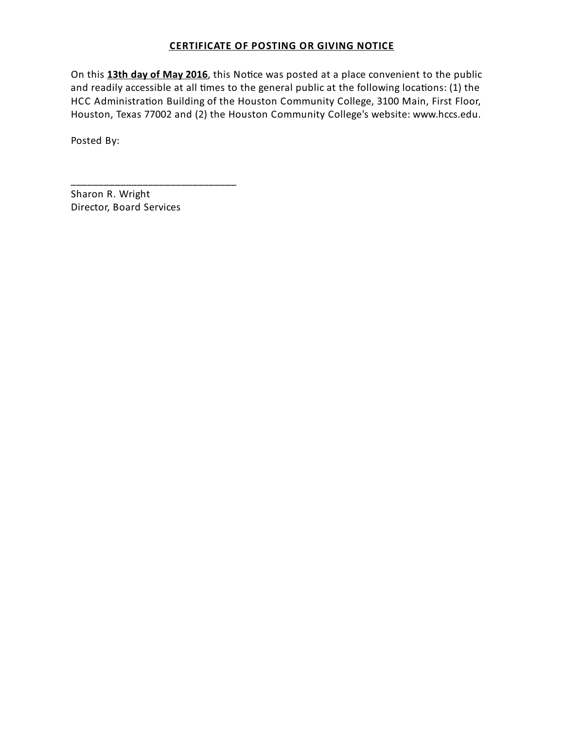## CERTIFICATE OF POSTING OR GIVING NOTICE

On this **13th day of May 2016**, this Notice was posted at a place convenient to the public and readily accessible at all times to the general public at the following locations: (1) the HCC Administration Building of the Houston Community College, 3100 Main, First Floor, Houston, Texas 77002 and (2) the Houston Community College's website: www.hccs.edu.

Posted By:

_______________________________
Sharon R. Wright
Director, Board Services